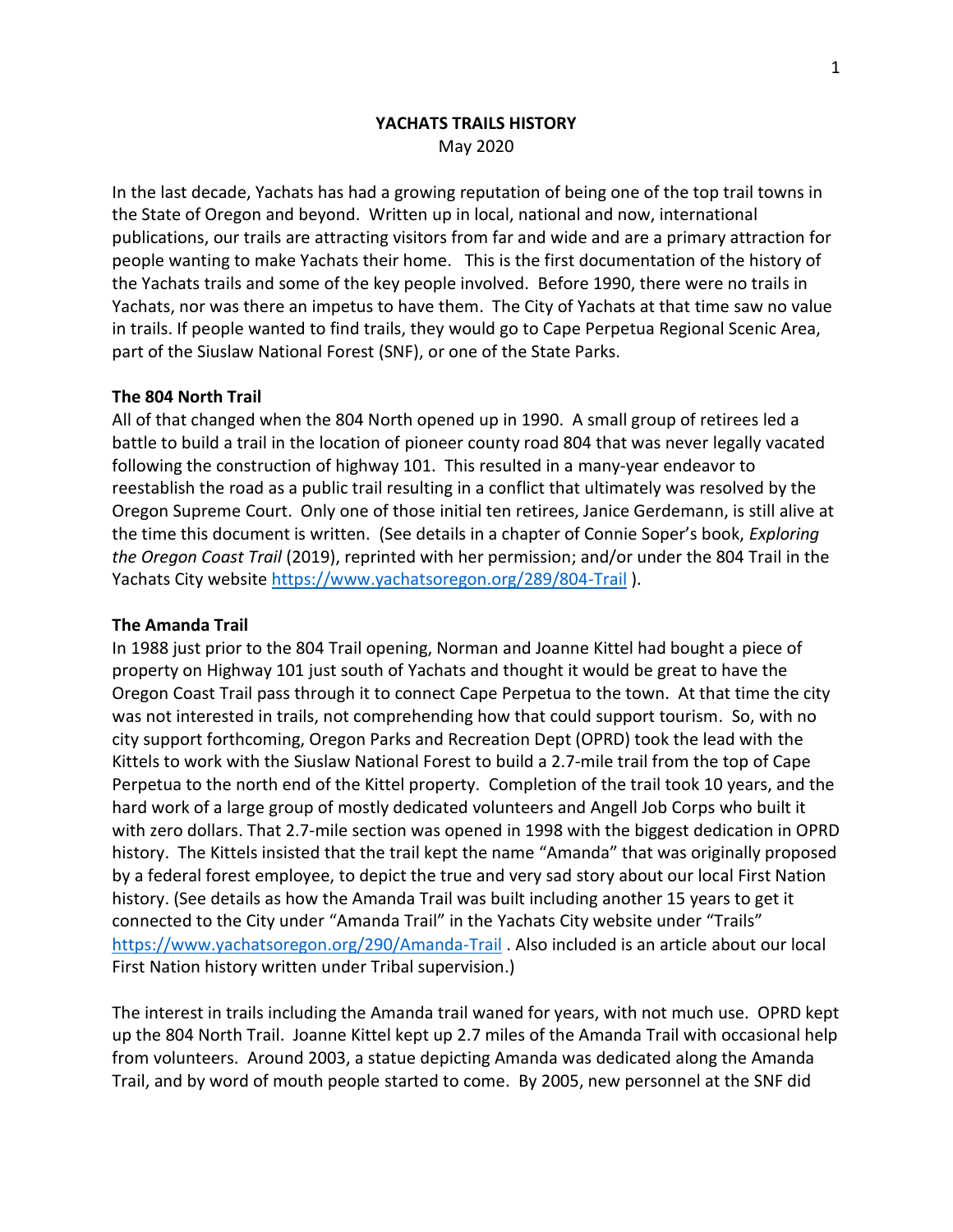# YACHATS TRAILS HISTORY

May 2020

In the last decade, Yachats has had a growing reputation of being one of the top trail towns in the State of Oregon and beyond. Written up in local, national and now, international publications, our trails are attracting visitors from far and wide and are a primary attraction for people wanting to make Yachats their home. This is the first documentation of the history of the Yachats trails and some of the key people involved. Before 1990, there were no trails in Yachats, nor was there an impetus to have them. The City of Yachats at that time saw no value in trails. If people wanted to find trails, they would go to Cape Perpetua Regional Scenic Area, part of the Siuslaw National Forest (SNF), or one of the State Parks.

**The 804 North Trail**

All of that changed when the 804 North opened up in 1990. A small group of retirees led a battle to build a trail in the location of pioneer county road 804 that was never legally vacated following the construction of highway 101. This resulted in a many-year endeavor to reestablish the road as a public trail resulting in a conflict that ultimately was resolved by the Oregon Supreme Court. Only one of those initial ten retirees, Janice Gerdemann, is still alive at the time this document is written. (See details in a chapter of Connie Soper's book, *Exploring the Oregon Coast Trail* (2019), reprinted with her permission; and/or under the 804 Trail in the Yachats City website https://www.yachatsoregon.org/289/804-Trail ).

**The Amanda Trail**

In 1988 just prior to the 804 Trail opening, Norman and Joanne Kittel had bought a piece of property on Highway 101 just south of Yachats and thought it would be great to have the Oregon Coast Trail pass through it to connect Cape Perpetua to the town. At that time the city was not interested in trails, not comprehending how that could support tourism. So, with no city support forthcoming, Oregon Parks and Recreation Dept (OPRD) took the lead with the Kittels to work with the Siuslaw National Forest to build a 2.7-mile trail from the top of Cape Perpetua to the north end of the Kittel property. Completion of the trail took 10 years, and the hard work of a large group of mostly dedicated volunteers and Angell Job Corps who built it with zero dollars. That 2.7-mile section was opened in 1998 with the biggest dedication in OPRD history. The Kittels insisted that the trail kept the name "Amanda" that was originally proposed by a federal forest employee, to depict the true and very sad story about our local First Nation history. (See details as how the Amanda Trail was built including another 15 years to get it connected to the City under "Amanda Trail" in the Yachats City website under "Trails" https://www.yachatsoregon.org/290/Amanda-Trail . Also included is an article about our local First Nation history written under Tribal supervision.)

The interest in trails including the Amanda trail waned for years, with not much use. OPRD kept up the 804 North Trail. Joanne Kittel kept up 2.7 miles of the Amanda Trail with occasional help from volunteers. Around 2003, a statue depicting Amanda was dedicated along the Amanda Trail, and by word of mouth people started to come. By 2005, new personnel at the SNF did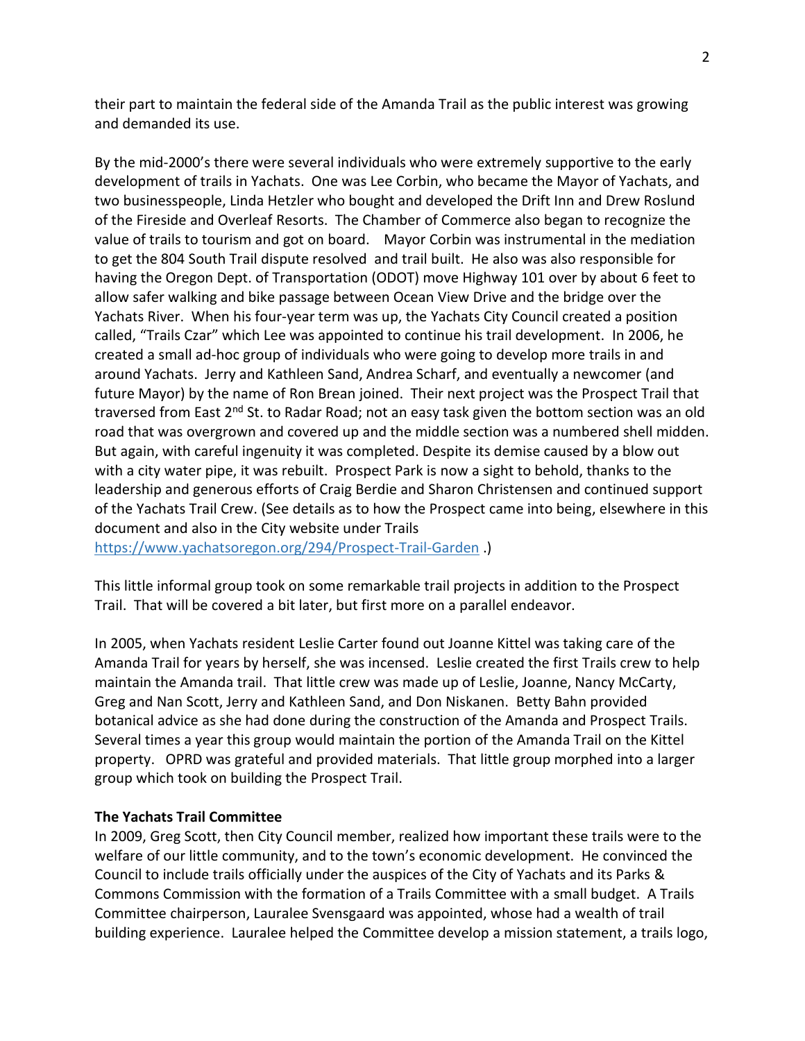their part to maintain the federal side of the Amanda Trail as the public interest was growing and demanded its use.

By the mid-2000's there were several individuals who were extremely supportive to the early development of trails in Yachats. One was Lee Corbin, who became the Mayor of Yachats, and two businesspeople, Linda Hetzler who bought and developed the Drift Inn and Drew Roslund of the Fireside and Overleaf Resorts. The Chamber of Commerce also began to recognize the value of trails to tourism and got on board. Mayor Corbin was instrumental in the mediation to get the 804 South Trail dispute resolved and trail built. He also was also responsible for having the Oregon Dept. of Transportation (ODOT) move Highway 101 over by about 6 feet to allow safer walking and bike passage between Ocean View Drive and the bridge over the Yachats River. When his four-year term was up, the Yachats City Council created a position called, "Trails Czar" which Lee was appointed to continue his trail development. In 2006, he created a small ad-hoc group of individuals who were going to develop more trails in and around Yachats. Jerry and Kathleen Sand, Andrea Scharf, and eventually a newcomer (and future Mayor) by the name of Ron Brean joined. Their next project was the Prospect Trail that traversed from East 2nd St. to Radar Road; not an easy task given the bottom section was an old road that was overgrown and covered up and the middle section was a numbered shell midden. But again, with careful ingenuity it was completed. Despite its demise caused by a blow out with a city water pipe, it was rebuilt. Prospect Park is now a sight to behold, thanks to the leadership and generous efforts of Craig Berdie and Sharon Christensen and continued support of the Yachats Trail Crew. (See details as to how the Prospect came into being, elsewhere in this document and also in the City website under Trails https://www.yachatsoregon.org/294/Prospect-Trail-Garden .)

This little informal group took on some remarkable trail projects in addition to the Prospect Trail. That will be covered a bit later, but first more on a parallel endeavor.

In 2005, when Yachats resident Leslie Carter found out Joanne Kittel was taking care of the Amanda Trail for years by herself, she was incensed. Leslie created the first Trails crew to help maintain the Amanda trail. That little crew was made up of Leslie, Joanne, Nancy McCarty, Greg and Nan Scott, Jerry and Kathleen Sand, and Don Niskanen. Betty Bahn provided botanical advice as she had done during the construction of the Amanda and Prospect Trails. Several times a year this group would maintain the portion of the Amanda Trail on the Kittel property. OPRD was grateful and provided materials. That little group morphed into a larger group which took on building the Prospect Trail.

**The Yachats Trail Committee**

In 2009, Greg Scott, then City Council member, realized how important these trails were to the welfare of our little community, and to the town's economic development. He convinced the Council to include trails officially under the auspices of the City of Yachats and its Parks & Commons Commission with the formation of a Trails Committee with a small budget. A Trails Committee chairperson, Lauralee Svensgaard was appointed, whose had a wealth of trail building experience. Lauralee helped the Committee develop a mission statement, a trails logo,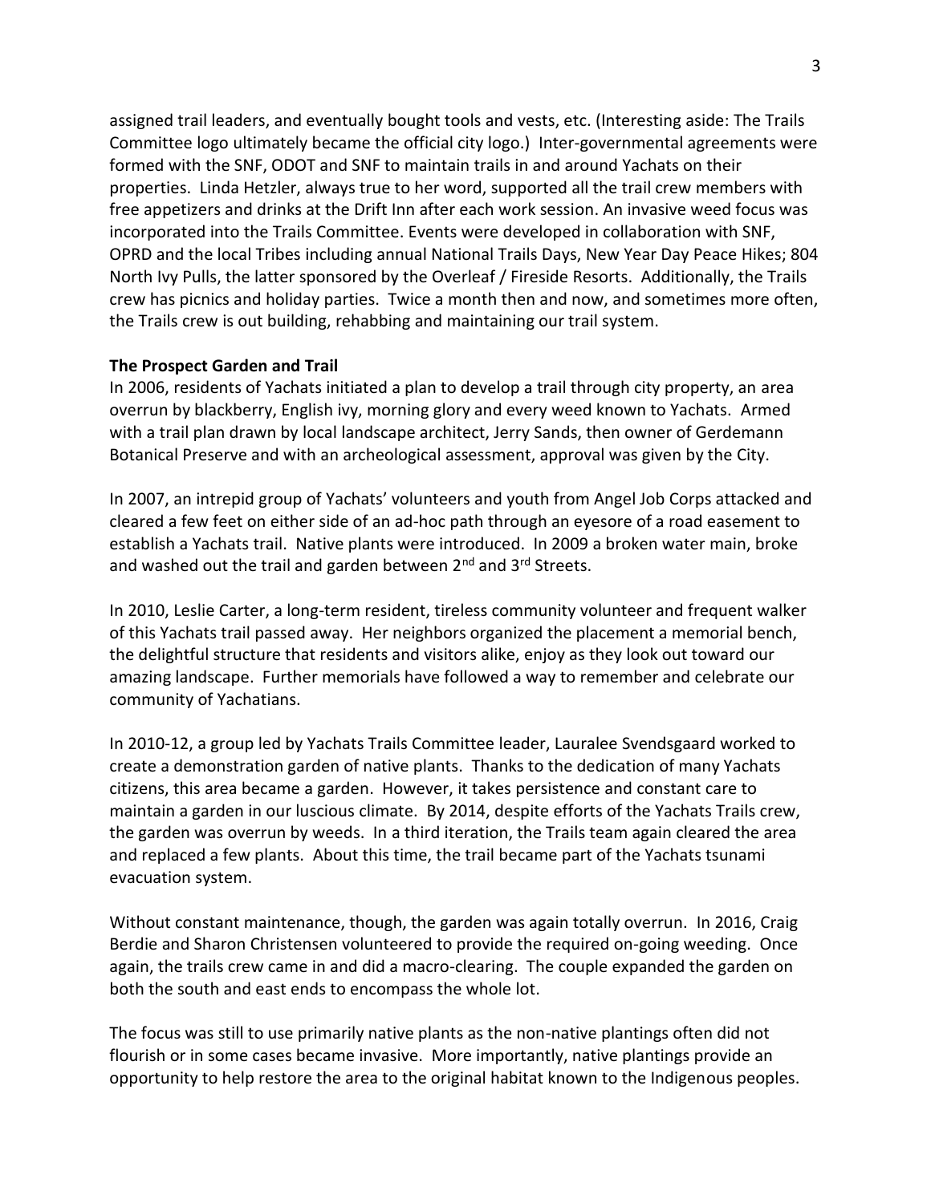assigned trail leaders, and eventually bought tools and vests, etc. (Interesting aside: The Trails Committee logo ultimately became the official city logo.) Inter-governmental agreements were formed with the SNF, ODOT and SNF to maintain trails in and around Yachats on their properties. Linda Hetzler, always true to her word, supported all the trail crew members with free appetizers and drinks at the Drift Inn after each work session. An invasive weed focus was incorporated into the Trails Committee. Events were developed in collaboration with SNF, OPRD and the local Tribes including annual National Trails Days, New Year Day Peace Hikes; 804 North Ivy Pulls, the latter sponsored by the Overleaf / Fireside Resorts. Additionally, the Trails crew has picnics and holiday parties. Twice a month then and now, and sometimes more often, the Trails crew is out building, rehabbing and maintaining our trail system.

**The Prospect Garden and Trail**

In 2006, residents of Yachats initiated a plan to develop a trail through city property, an area overrun by blackberry, English ivy, morning glory and every weed known to Yachats. Armed with a trail plan drawn by local landscape architect, Jerry Sands, then owner of Gerdemann Botanical Preserve and with an archeological assessment, approval was given by the City.

In 2007, an intrepid group of Yachats' volunteers and youth from Angel Job Corps attacked and cleared a few feet on either side of an ad-hoc path through an eyesore of a road easement to establish a Yachats trail. Native plants were introduced. In 2009 a broken water main, broke and washed out the trail and garden between 2nd and 3rd Streets.

In 2010, Leslie Carter, a long-term resident, tireless community volunteer and frequent walker of this Yachats trail passed away. Her neighbors organized the placement a memorial bench, the delightful structure that residents and visitors alike, enjoy as they look out toward our amazing landscape. Further memorials have followed a way to remember and celebrate our community of Yachatians.

In 2010-12, a group led by Yachats Trails Committee leader, Lauralee Svendsgaard worked to create a demonstration garden of native plants. Thanks to the dedication of many Yachats citizens, this area became a garden. However, it takes persistence and constant care to maintain a garden in our luscious climate. By 2014, despite efforts of the Yachats Trails crew, the garden was overrun by weeds. In a third iteration, the Trails team again cleared the area and replaced a few plants. About this time, the trail became part of the Yachats tsunami evacuation system.

Without constant maintenance, though, the garden was again totally overrun. In 2016, Craig Berdie and Sharon Christensen volunteered to provide the required on-going weeding. Once again, the trails crew came in and did a macro-clearing. The couple expanded the garden on both the south and east ends to encompass the whole lot.

The focus was still to use primarily native plants as the non-native plantings often did not flourish or in some cases became invasive. More importantly, native plantings provide an opportunity to help restore the area to the original habitat known to the Indigenous peoples.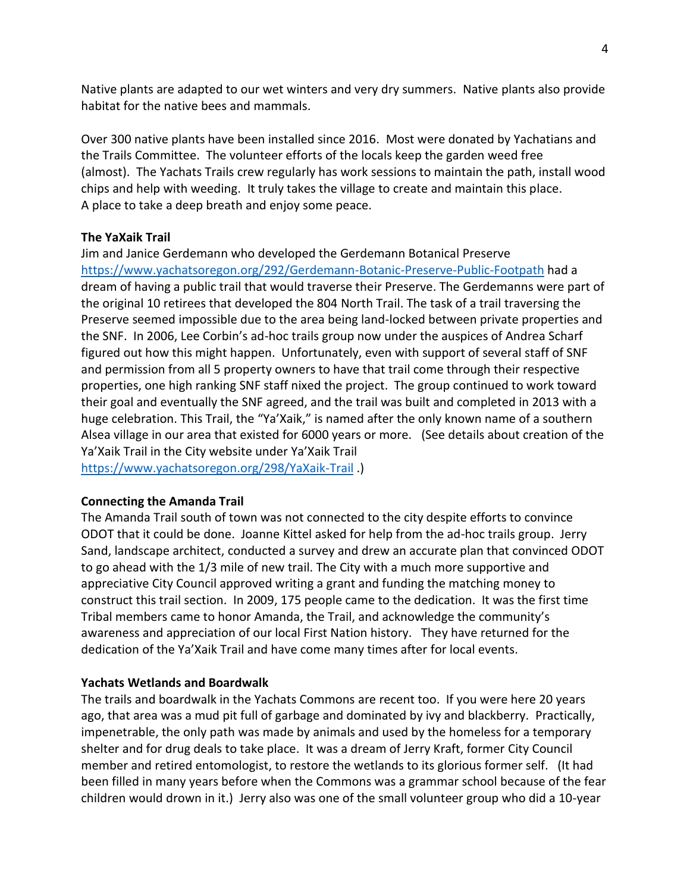Native plants are adapted to our wet winters and very dry summers. Native plants also provide habitat for the native bees and mammals.

Over 300 native plants have been installed since 2016. Most were donated by Yachatians and the Trails Committee. The volunteer efforts of the locals keep the garden weed free (almost). The Yachats Trails crew regularly has work sessions to maintain the path, install wood chips and help with weeding. It truly takes the village to create and maintain this place. A place to take a deep breath and enjoy some peace.

**The YaXaik Trail**

Jim and Janice Gerdemann who developed the Gerdemann Botanical Preserve [https://www.yachatsoregon.org/292/Gerdemann-Botanic-Preserve-Public-Footpath](https://www.yachatsoregon.org/292/Gerdemann-Botanic-Preserve-Public-Footpath) had a dream of having a public trail that would traverse their Preserve. The Gerdemanns were part of the original 10 retirees that developed the 804 North Trail. The task of a trail traversing the Preserve seemed impossible due to the area being land-locked between private properties and the SNF. In 2006, Lee Corbin's ad-hoc trails group now under the auspices of Andrea Scharf figured out how this might happen. Unfortunately, even with support of several staff of SNF and permission from all 5 property owners to have that trail come through their respective properties, one high ranking SNF staff nixed the project. The group continued to work toward their goal and eventually the SNF agreed, and the trail was built and completed in 2013 with a huge celebration. This Trail, the "Ya'Xaik," is named after the only known name of a southern Alsea village in our area that existed for 6000 years or more. (See details about creation of the Ya'Xaik Trail in the City website under Ya'Xaik Trail [https://www.yachatsoregon.org/298/YaXaik-Trail](https://www.yachatsoregon.org/298/YaXaik-Trail) .)

**Connecting the Amanda Trail**

The Amanda Trail south of town was not connected to the city despite efforts to convince ODOT that it could be done. Joanne Kittel asked for help from the ad-hoc trails group. Jerry Sand, landscape architect, conducted a survey and drew an accurate plan that convinced ODOT to go ahead with the 1/3 mile of new trail. The City with a much more supportive and appreciative City Council approved writing a grant and funding the matching money to construct this trail section. In 2009, 175 people came to the dedication. It was the first time Tribal members came to honor Amanda, the Trail, and acknowledge the community's awareness and appreciation of our local First Nation history. They have returned for the dedication of the Ya'Xaik Trail and have come many times after for local events.

**Yachats Wetlands and Boardwalk**

The trails and boardwalk in the Yachats Commons are recent too. If you were here 20 years ago, that area was a mud pit full of garbage and dominated by ivy and blackberry. Practically, impenetrable, the only path was made by animals and used by the homeless for a temporary shelter and for drug deals to take place. It was a dream of Jerry Kraft, former City Council member and retired entomologist, to restore the wetlands to its glorious former self. (It had been filled in many years before when the Commons was a grammar school because of the fear children would drown in it.) Jerry also was one of the small volunteer group who did a 10-year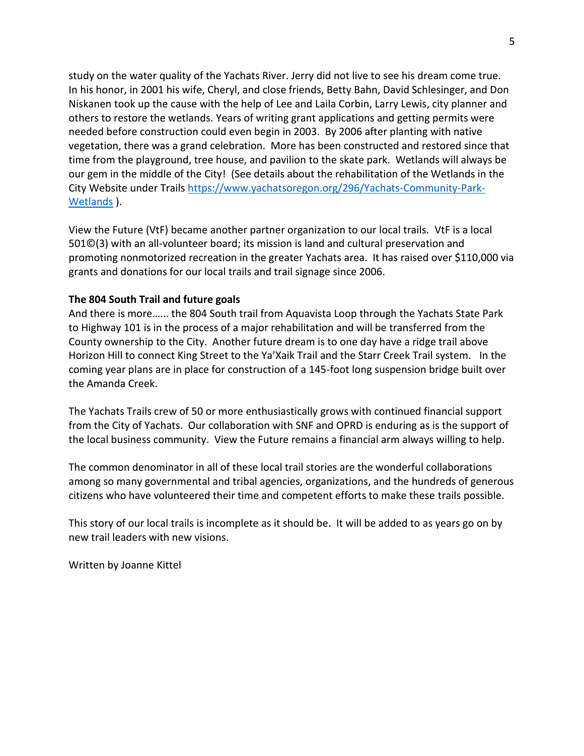study on the water quality of the Yachats River. Jerry did not live to see his dream come true. In his honor, in 2001 his wife, Cheryl, and close friends, Betty Bahn, David Schlesinger, and Don Niskanen took up the cause with the help of Lee and Laila Corbin, Larry Lewis, city planner and others to restore the wetlands. Years of writing grant applications and getting permits were needed before construction could even begin in 2003. By 2006 after planting with native vegetation, there was a grand celebration. More has been constructed and restored since that time from the playground, tree house, and pavilion to the skate park. Wetlands will always be our gem in the middle of the City! (See details about the rehabilitation of the Wetlands in the City Website under Trails [https://www.yachatsoregon.org/296/Yachats-Community-Park-Wetlands](https://www.yachatsoregon.org/296/Yachats-Community-Park-Wetlands) ).

View the Future (VtF) became another partner organization to our local trails. VtF is a local 501©(3) with an all-volunteer board; its mission is land and cultural preservation and promoting nonmotorized recreation in the greater Yachats area. It has raised over $110,000 via grants and donations for our local trails and trail signage since 2006.

**The 804 South Trail and future goals**

And there is more…... the 804 South trail from Aquavista Loop through the Yachats State Park to Highway 101 is in the process of a major rehabilitation and will be transferred from the County ownership to the City. Another future dream is to one day have a ridge trail above Horizon Hill to connect King Street to the Ya'Xaik Trail and the Starr Creek Trail system. In the coming year plans are in place for construction of a 145-foot long suspension bridge built over the Amanda Creek.

The Yachats Trails crew of 50 or more enthusiastically grows with continued financial support from the City of Yachats. Our collaboration with SNF and OPRD is enduring as is the support of the local business community. View the Future remains a financial arm always willing to help.

The common denominator in all of these local trail stories are the wonderful collaborations among so many governmental and tribal agencies, organizations, and the hundreds of generous citizens who have volunteered their time and competent efforts to make these trails possible.

This story of our local trails is incomplete as it should be. It will be added to as years go on by new trail leaders with new visions.

Written by Joanne Kittel